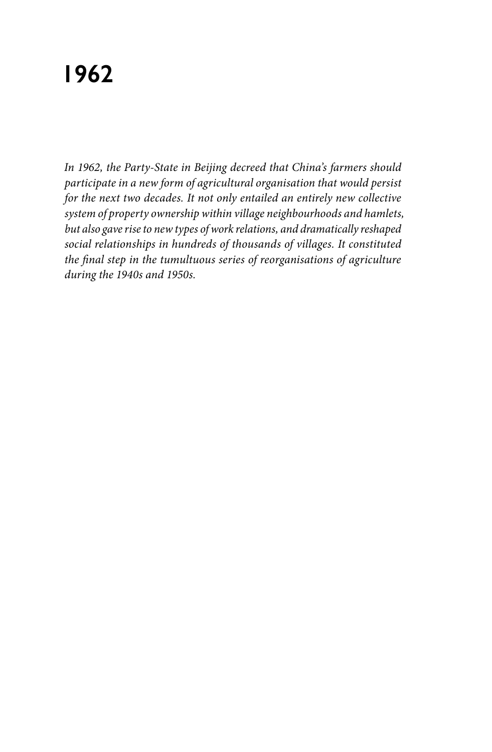# 1962

*In 1962, the Party-State in Beijing decreed that China's farmers should participate in a new form of agricultural organisation that would persist for the next two decades. It not only entailed an entirely new collective system of property ownership within village neighbourhoods and hamlets, but also gave rise to new types of work relations, and dramatically reshaped social relationships in hundreds of thousands of villages. It constituted the final step in the tumultuous series of reorganisations of agriculture during the 1940s and 1950s.*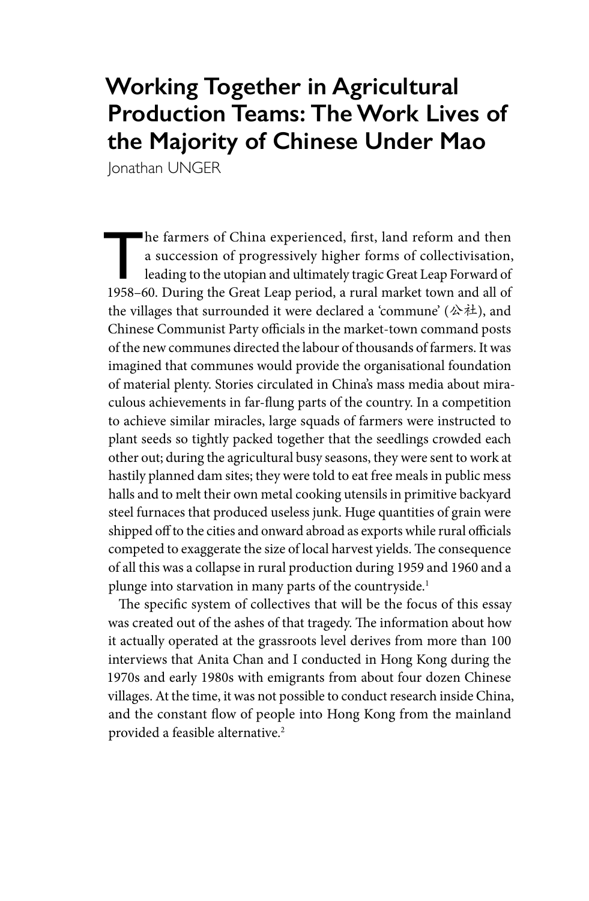# Working Together in Agricultural Production Teams: The Work Lives of the Majority of Chinese Under Mao

Jonathan UNGER

The farmers of China experienced, first, land reform and then a succession of progressively higher forms of collectivisation, leading to the utopian and ultimately tragic Great Leap Forward of 1958–60. During the Great Leap period, a rural market town and all of the villages that surrounded it were declared a 'commune' (公社), and Chinese Communist Party officials in the market-town command posts of the new communes directed the labour of thousands of farmers. It was imagined that communes would provide the organisational foundation of material plenty. Stories circulated in China's mass media about miraculous achievements in far-flung parts of the country. In a competition to achieve similar miracles, large squads of farmers were instructed to plant seeds so tightly packed together that the seedlings crowded each other out; during the agricultural busy seasons, they were sent to work at hastily planned dam sites; they were told to eat free meals in public mess halls and to melt their own metal cooking utensils in primitive backyard steel furnaces that produced useless junk. Huge quantities of grain were shipped off to the cities and onward abroad as exports while rural officials competed to exaggerate the size of local harvest yields. The consequence of all this was a collapse in rural production during 1959 and 1960 and a plunge into starvation in many parts of the countryside.[1]

The specific system of collectives that will be the focus of this essay was created out of the ashes of that tragedy. The information about how it actually operated at the grassroots level derives from more than 100 interviews that Anita Chan and I conducted in Hong Kong during the 1970s and early 1980s with emigrants from about four dozen Chinese villages. At the time, it was not possible to conduct research inside China, and the constant flow of people into Hong Kong from the mainland provided a feasible alternative.[2]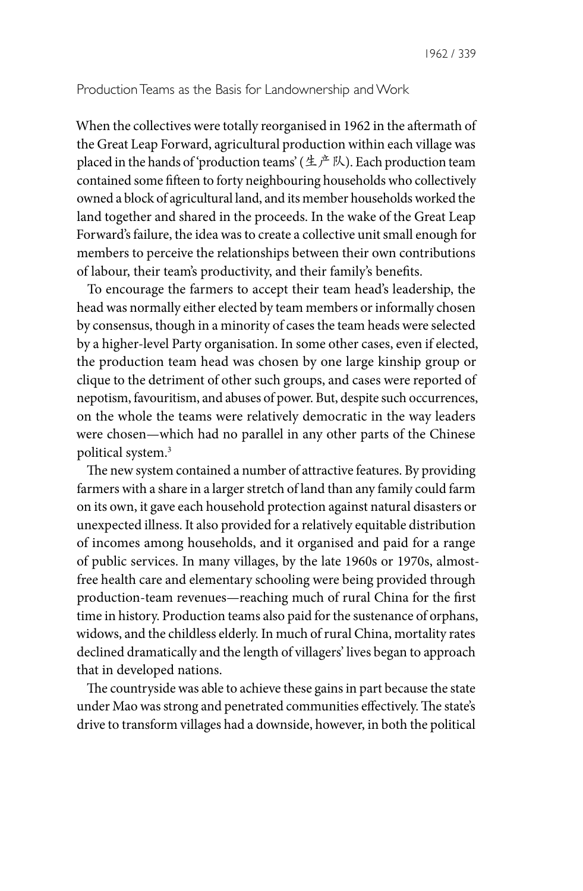## Production Teams as the Basis for Landownership and Work

When the collectives were totally reorganised in 1962 in the aftermath of the Great Leap Forward, agricultural production within each village was placed in the hands of 'production teams' (生产队). Each production team contained some fifteen to forty neighbouring households who collectively owned a block of agricultural land, and its member households worked the land together and shared in the proceeds. In the wake of the Great Leap Forward's failure, the idea was to create a collective unit small enough for members to perceive the relationships between their own contributions of labour, their team's productivity, and their family's benefits.

To encourage the farmers to accept their team head's leadership, the head was normally either elected by team members or informally chosen by consensus, though in a minority of cases the team heads were selected by a higher-level Party organisation. In some other cases, even if elected, the production team head was chosen by one large kinship group or clique to the detriment of other such groups, and cases were reported of nepotism, favouritism, and abuses of power. But, despite such occurrences, on the whole the teams were relatively democratic in the way leaders were chosen—which had no parallel in any other parts of the Chinese political system.[3]

The new system contained a number of attractive features. By providing farmers with a share in a larger stretch of land than any family could farm on its own, it gave each household protection against natural disasters or unexpected illness. It also provided for a relatively equitable distribution of incomes among households, and it organised and paid for a range of public services. In many villages, by the late 1960s or 1970s, almost-free health care and elementary schooling were being provided through production-team revenues—reaching much of rural China for the first time in history. Production teams also paid for the sustenance of orphans, widows, and the childless elderly. In much of rural China, mortality rates declined dramatically and the length of villagers' lives began to approach that in developed nations.

The countryside was able to achieve these gains in part because the state under Mao was strong and penetrated communities effectively. The state's drive to transform villages had a downside, however, in both the political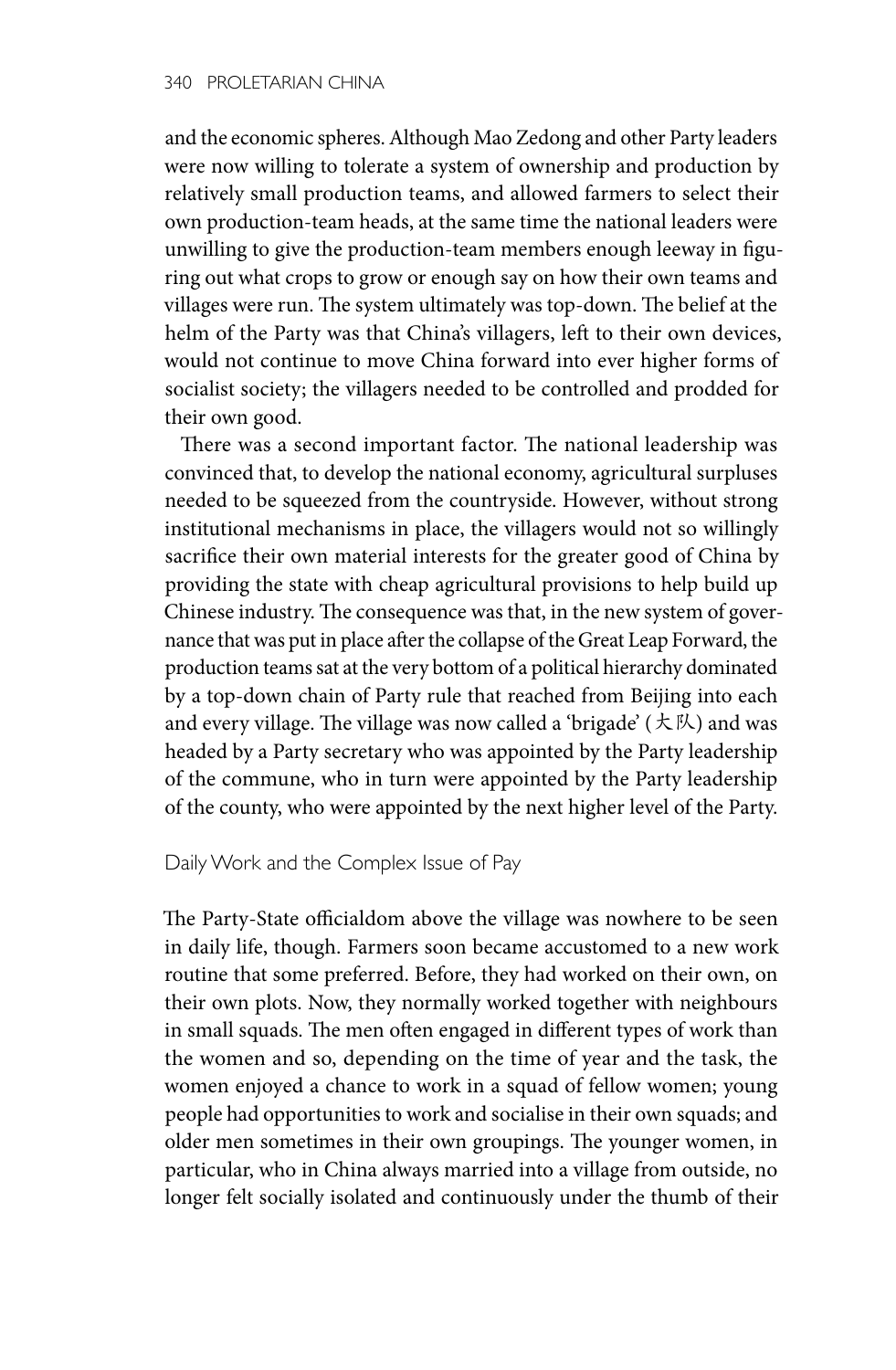and the economic spheres. Although Mao Zedong and other Party leaders were now willing to tolerate a system of ownership and production by relatively small production teams, and allowed farmers to select their own production-team heads, at the same time the national leaders were unwilling to give the production-team members enough leeway in figuring out what crops to grow or enough say on how their own teams and villages were run. The system ultimately was top-down. The belief at the helm of the Party was that China's villagers, left to their own devices, would not continue to move China forward into ever higher forms of socialist society; the villagers needed to be controlled and prodded for their own good.

There was a second important factor. The national leadership was convinced that, to develop the national economy, agricultural surpluses needed to be squeezed from the countryside. However, without strong institutional mechanisms in place, the villagers would not so willingly sacrifice their own material interests for the greater good of China by providing the state with cheap agricultural provisions to help build up Chinese industry. The consequence was that, in the new system of governance that was put in place after the collapse of the Great Leap Forward, the production teams sat at the very bottom of a political hierarchy dominated by a top-down chain of Party rule that reached from Beijing into each and every village. The village was now called a 'brigade' (大队) and was headed by a Party secretary who was appointed by the Party leadership of the commune, who in turn were appointed by the Party leadership of the county, who were appointed by the next higher level of the Party.

## Daily Work and the Complex Issue of Pay

The Party-State officialdom above the village was nowhere to be seen in daily life, though. Farmers soon became accustomed to a new work routine that some preferred. Before, they had worked on their own, on their own plots. Now, they normally worked together with neighbours in small squads. The men often engaged in different types of work than the women and so, depending on the time of year and the task, the women enjoyed a chance to work in a squad of fellow women; young people had opportunities to work and socialise in their own squads; and older men sometimes in their own groupings. The younger women, in particular, who in China always married into a village from outside, no longer felt socially isolated and continuously under the thumb of their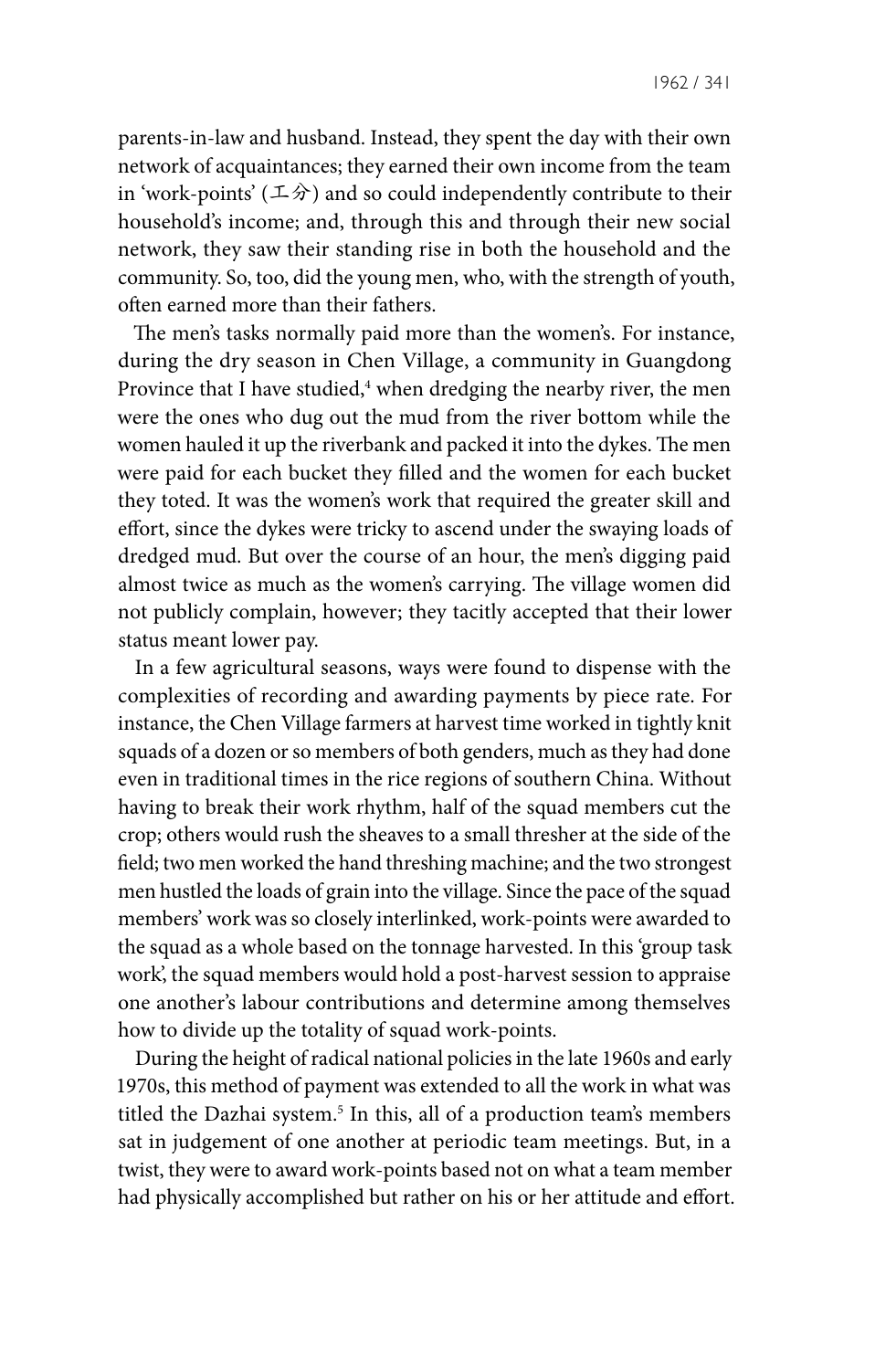parents-in-law and husband. Instead, they spent the day with their own network of acquaintances; they earned their own income from the team in 'work-points' (工分) and so could independently contribute to their household's income; and, through this and through their new social network, they saw their standing rise in both the household and the community. So, too, did the young men, who, with the strength of youth, often earned more than their fathers.

The men's tasks normally paid more than the women's. For instance, during the dry season in Chen Village, a community in Guangdong Province that I have studied,[4] when dredging the nearby river, the men were the ones who dug out the mud from the river bottom while the women hauled it up the riverbank and packed it into the dykes. The men were paid for each bucket they filled and the women for each bucket they toted. It was the women's work that required the greater skill and effort, since the dykes were tricky to ascend under the swaying loads of dredged mud. But over the course of an hour, the men's digging paid almost twice as much as the women's carrying. The village women did not publicly complain, however; they tacitly accepted that their lower status meant lower pay.

In a few agricultural seasons, ways were found to dispense with the complexities of recording and awarding payments by piece rate. For instance, the Chen Village farmers at harvest time worked in tightly knit squads of a dozen or so members of both genders, much as they had done even in traditional times in the rice regions of southern China. Without having to break their work rhythm, half of the squad members cut the crop; others would rush the sheaves to a small thresher at the side of the field; two men worked the hand threshing machine; and the two strongest men hustled the loads of grain into the village. Since the pace of the squad members' work was so closely interlinked, work-points were awarded to the squad as a whole based on the tonnage harvested. In this 'group task work', the squad members would hold a post-harvest session to appraise one another's labour contributions and determine among themselves how to divide up the totality of squad work-points.

During the height of radical national policies in the late 1960s and early 1970s, this method of payment was extended to all the work in what was titled the Dazhai system.[5] In this, all of a production team's members sat in judgement of one another at periodic team meetings. But, in a twist, they were to award work-points based not on what a team member had physically accomplished but rather on his or her attitude and effort.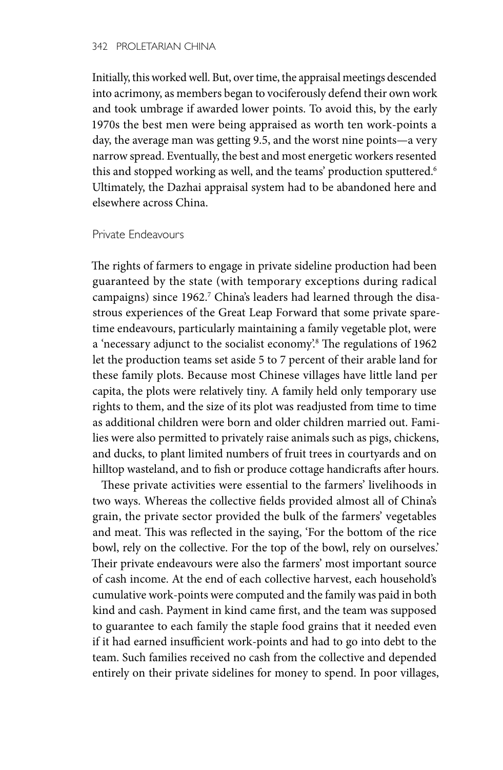Initially, this worked well. But, over time, the appraisal meetings descended into acrimony, as members began to vociferously defend their own work and took umbrage if awarded lower points. To avoid this, by the early 1970s the best men were being appraised as worth ten work-points a day, the average man was getting 9.5, and the worst nine points—a very narrow spread. Eventually, the best and most energetic workers resented this and stopped working as well, and the teams' production sputtered.[6] Ultimately, the Dazhai appraisal system had to be abandoned here and elsewhere across China.

## Private Endeavours

The rights of farmers to engage in private sideline production had been guaranteed by the state (with temporary exceptions during radical campaigns) since 1962.[7] China's leaders had learned through the disastrous experiences of the Great Leap Forward that some private spare-time endeavours, particularly maintaining a family vegetable plot, were a 'necessary adjunct to the socialist economy'.[8] The regulations of 1962 let the production teams set aside 5 to 7 percent of their arable land for these family plots. Because most Chinese villages have little land per capita, the plots were relatively tiny. A family held only temporary use rights to them, and the size of its plot was readjusted from time to time as additional children were born and older children married out. Families were also permitted to privately raise animals such as pigs, chickens, and ducks, to plant limited numbers of fruit trees in courtyards and on hilltop wasteland, and to fish or produce cottage handicrafts after hours.

These private activities were essential to the farmers' livelihoods in two ways. Whereas the collective fields provided almost all of China's grain, the private sector provided the bulk of the farmers' vegetables and meat. This was reflected in the saying, 'For the bottom of the rice bowl, rely on the collective. For the top of the bowl, rely on ourselves.' Their private endeavours were also the farmers' most important source of cash income. At the end of each collective harvest, each household's cumulative work-points were computed and the family was paid in both kind and cash. Payment in kind came first, and the team was supposed to guarantee to each family the staple food grains that it needed even if it had earned insufficient work-points and had to go into debt to the team. Such families received no cash from the collective and depended entirely on their private sidelines for money to spend. In poor villages,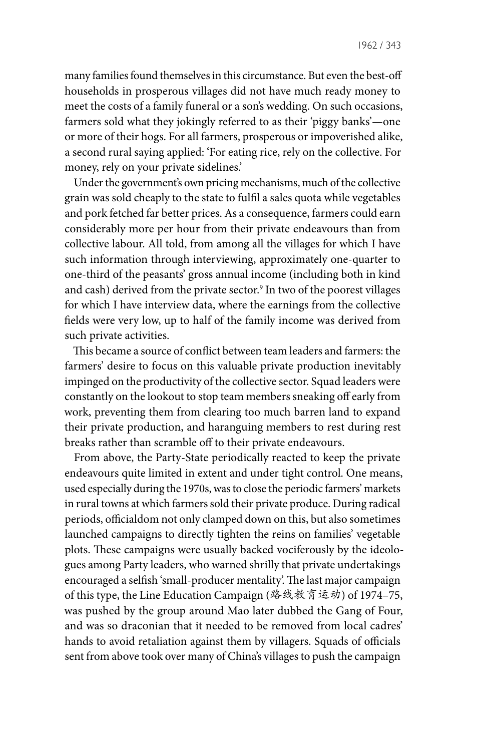many families found themselves in this circumstance. But even the best-off households in prosperous villages did not have much ready money to meet the costs of a family funeral or a son's wedding. On such occasions, farmers sold what they jokingly referred to as their 'piggy banks'—one or more of their hogs. For all farmers, prosperous or impoverished alike, a second rural saying applied: 'For eating rice, rely on the collective. For money, rely on your private sidelines.'

Under the government's own pricing mechanisms, much of the collective grain was sold cheaply to the state to fulfil a sales quota while vegetables and pork fetched far better prices. As a consequence, farmers could earn considerably more per hour from their private endeavours than from collective labour. All told, from among all the villages for which I have such information through interviewing, approximately one-quarter to one-third of the peasants' gross annual income (including both in kind and cash) derived from the private sector.[9] In two of the poorest villages for which I have interview data, where the earnings from the collective fields were very low, up to half of the family income was derived from such private activities.

This became a source of conflict between team leaders and farmers: the farmers' desire to focus on this valuable private production inevitably impinged on the productivity of the collective sector. Squad leaders were constantly on the lookout to stop team members sneaking off early from work, preventing them from clearing too much barren land to expand their private production, and haranguing members to rest during rest breaks rather than scramble off to their private endeavours.

From above, the Party-State periodically reacted to keep the private endeavours quite limited in extent and under tight control. One means, used especially during the 1970s, was to close the periodic farmers' markets in rural towns at which farmers sold their private produce. During radical periods, officialdom not only clamped down on this, but also sometimes launched campaigns to directly tighten the reins on families' vegetable plots. These campaigns were usually backed vociferously by the ideologues among Party leaders, who warned shrilly that private undertakings encouraged a selfish 'small-producer mentality'. The last major campaign of this type, the Line Education Campaign (路线教育运动) of 1974–75, was pushed by the group around Mao later dubbed the Gang of Four, and was so draconian that it needed to be removed from local cadres' hands to avoid retaliation against them by villagers. Squads of officials sent from above took over many of China's villages to push the campaign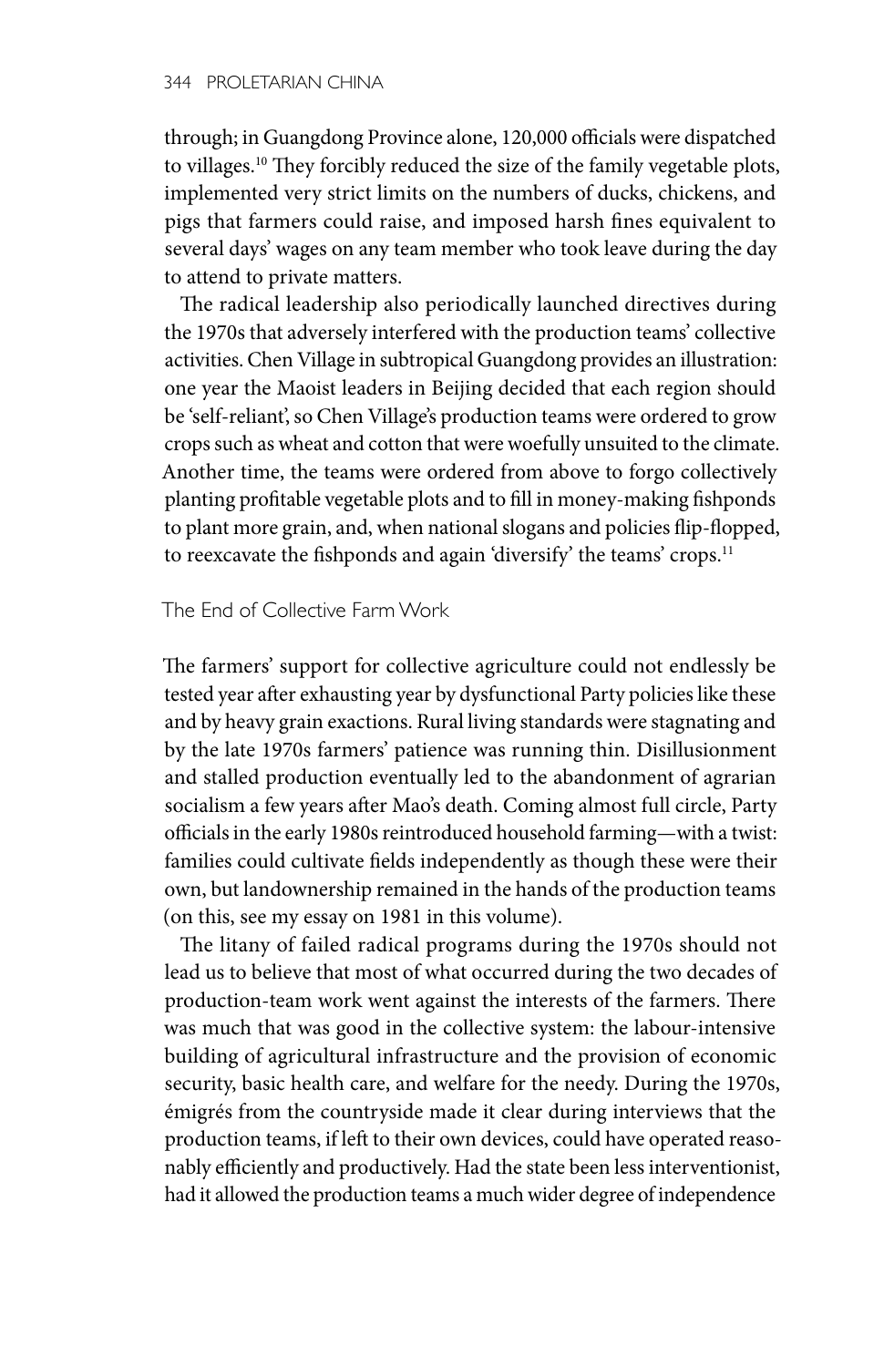through; in Guangdong Province alone, 120,000 officials were dispatched to villages.[10] They forcibly reduced the size of the family vegetable plots, implemented very strict limits on the numbers of ducks, chickens, and pigs that farmers could raise, and imposed harsh fines equivalent to several days' wages on any team member who took leave during the day to attend to private matters.

The radical leadership also periodically launched directives during the 1970s that adversely interfered with the production teams' collective activities. Chen Village in subtropical Guangdong provides an illustration: one year the Maoist leaders in Beijing decided that each region should be 'self-reliant', so Chen Village's production teams were ordered to grow crops such as wheat and cotton that were woefully unsuited to the climate. Another time, the teams were ordered from above to forgo collectively planting profitable vegetable plots and to fill in money-making fishponds to plant more grain, and, when national slogans and policies flip-flopped, to reexcavate the fishponds and again 'diversify' the teams' crops.[11]

## The End of Collective Farm Work

The farmers' support for collective agriculture could not endlessly be tested year after exhausting year by dysfunctional Party policies like these and by heavy grain exactions. Rural living standards were stagnating and by the late 1970s farmers' patience was running thin. Disillusionment and stalled production eventually led to the abandonment of agrarian socialism a few years after Mao's death. Coming almost full circle, Party officials in the early 1980s reintroduced household farming—with a twist: families could cultivate fields independently as though these were their own, but landownership remained in the hands of the production teams (on this, see my essay on 1981 in this volume).

The litany of failed radical programs during the 1970s should not lead us to believe that most of what occurred during the two decades of production-team work went against the interests of the farmers. There was much that was good in the collective system: the labour-intensive building of agricultural infrastructure and the provision of economic security, basic health care, and welfare for the needy. During the 1970s, émigrés from the countryside made it clear during interviews that the production teams, if left to their own devices, could have operated reasonably efficiently and productively. Had the state been less interventionist, had it allowed the production teams a much wider degree of independence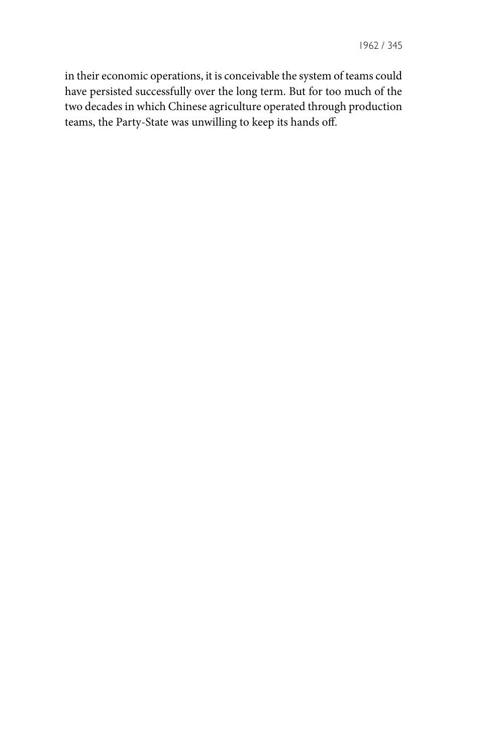in their economic operations, it is conceivable the system of teams could have persisted successfully over the long term. But for too much of the two decades in which Chinese agriculture operated through production teams, the Party-State was unwilling to keep its hands off.